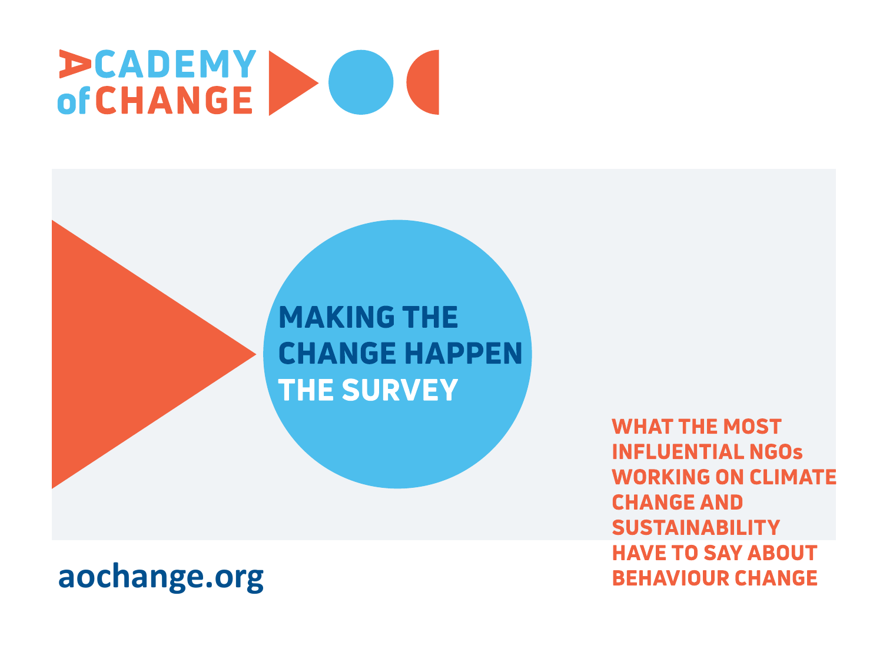ACADEMY of CHANGE

# MAKING THE CHANGE HAPPEN
## THE SURVEY

**WHAT THE MOST INFLUENTIAL NGOs WORKING ON CLIMATE CHANGE AND SUSTAINABILITY HAVE TO SAY ABOUT BEHAVIOUR CHANGE**

aochange.org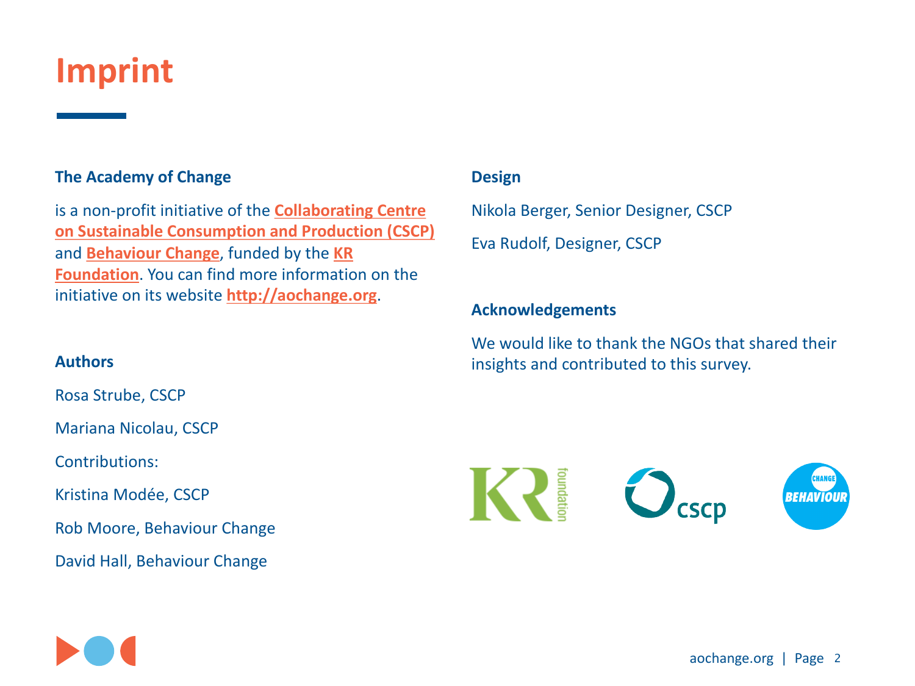# Imprint

**The Academy of Change**

is a non-profit initiative of the **Collaborating Centre on Sustainable Consumption and Production (CSCP)** and **Behaviour Change**, funded by the **KR Foundation**. You can find more information on the initiative on its website **http://aochange.org**.

**Authors**

Rosa Strube, CSCP

Mariana Nicolau, CSCP

Contributions:

Kristina Modée, CSCP

Rob Moore, Behaviour Change

David Hall, Behaviour Change

**Design**

Nikola Berger, Senior Designer, CSCP

Eva Rudolf, Designer, CSCP

**Acknowledgements**

We would like to thank the NGOs that shared their insights and contributed to this survey.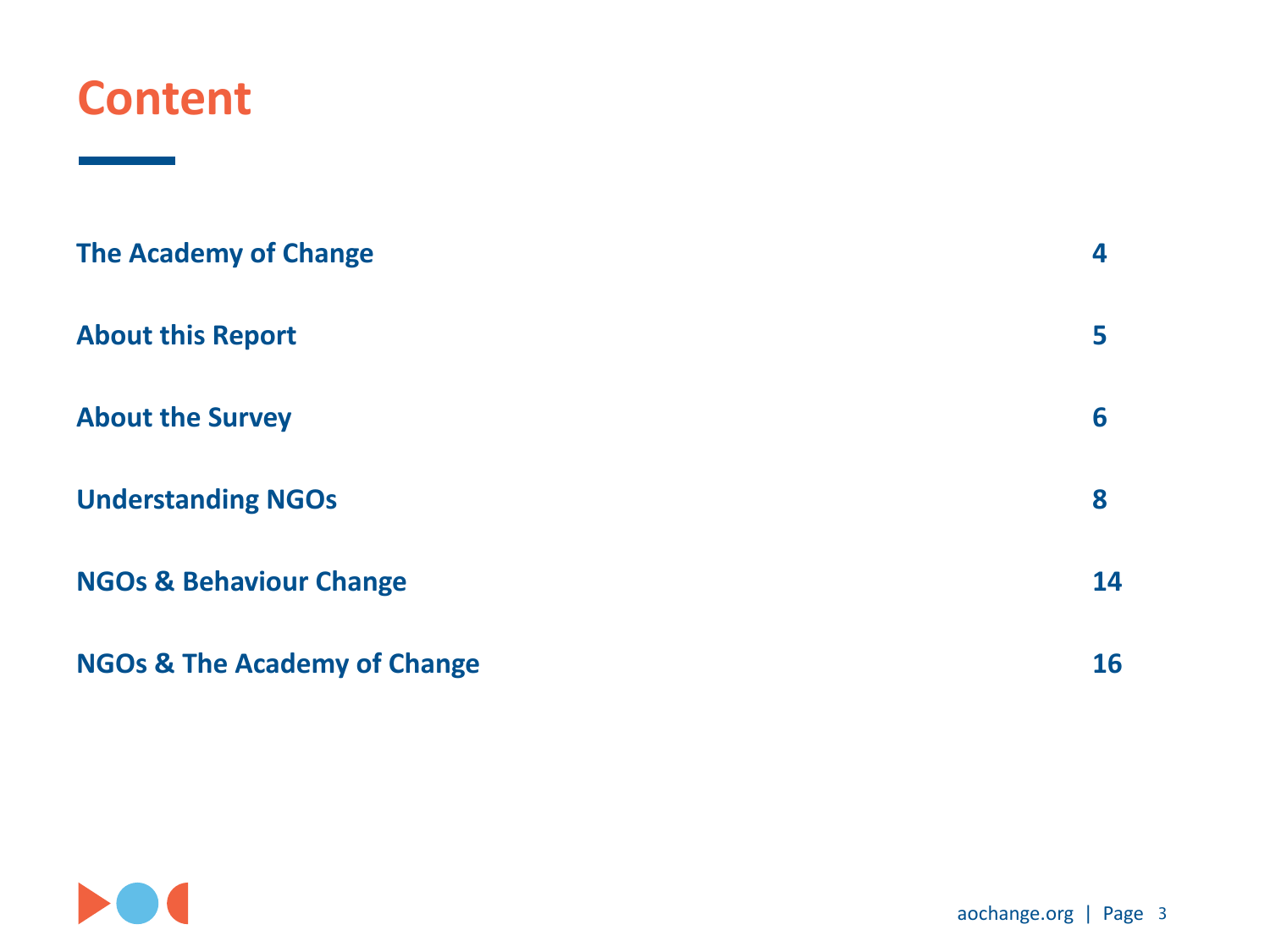# Content

| | |
|---|---|
| **The Academy of Change** | **4** |
| **About this Report** | **5** |
| **About the Survey** | **6** |
| **Understanding NGOs** | **8** |
| **NGOs & Behaviour Change** | **14** |
| **NGOs & The Academy of Change** | **16** |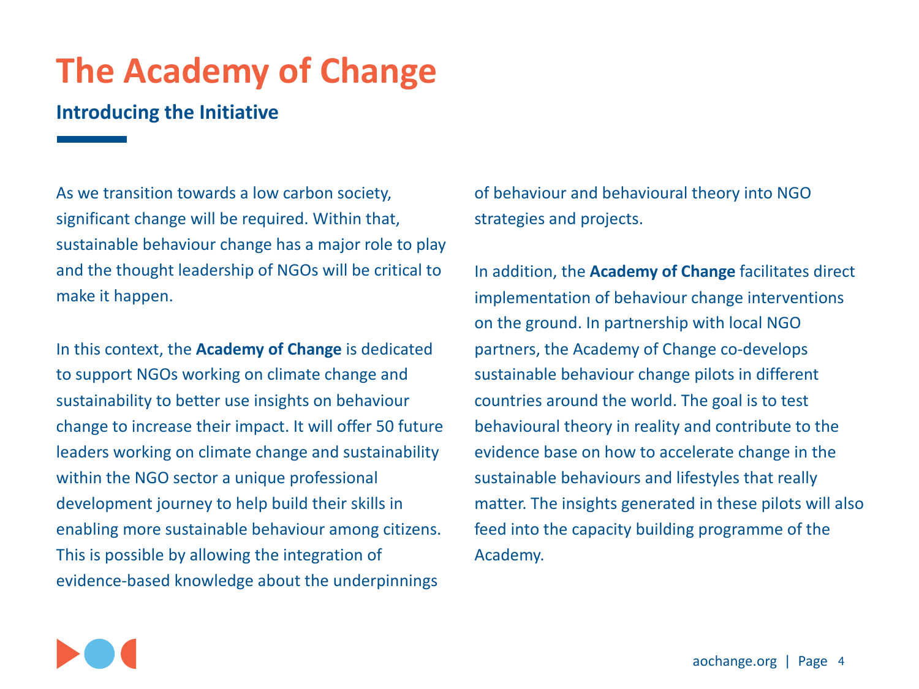# The Academy of Change

## Introducing the Initiative

As we transition towards a low carbon society, significant change will be required. Within that, sustainable behaviour change has a major role to play and the thought leadership of NGOs will be critical to make it happen.

In this context, the **Academy of Change** is dedicated to support NGOs working on climate change and sustainability to better use insights on behaviour change to increase their impact. It will offer 50 future leaders working on climate change and sustainability within the NGO sector a unique professional development journey to help build their skills in enabling more sustainable behaviour among citizens. This is possible by allowing the integration of evidence-based knowledge about the underpinnings of behaviour and behavioural theory into NGO strategies and projects.

In addition, the **Academy of Change** facilitates direct implementation of behaviour change interventions on the ground. In partnership with local NGO partners, the Academy of Change co-develops sustainable behaviour change pilots in different countries around the world. The goal is to test behavioural theory in reality and contribute to the evidence base on how to accelerate change in the sustainable behaviours and lifestyles that really matter. The insights generated in these pilots will also feed into the capacity building programme of the Academy.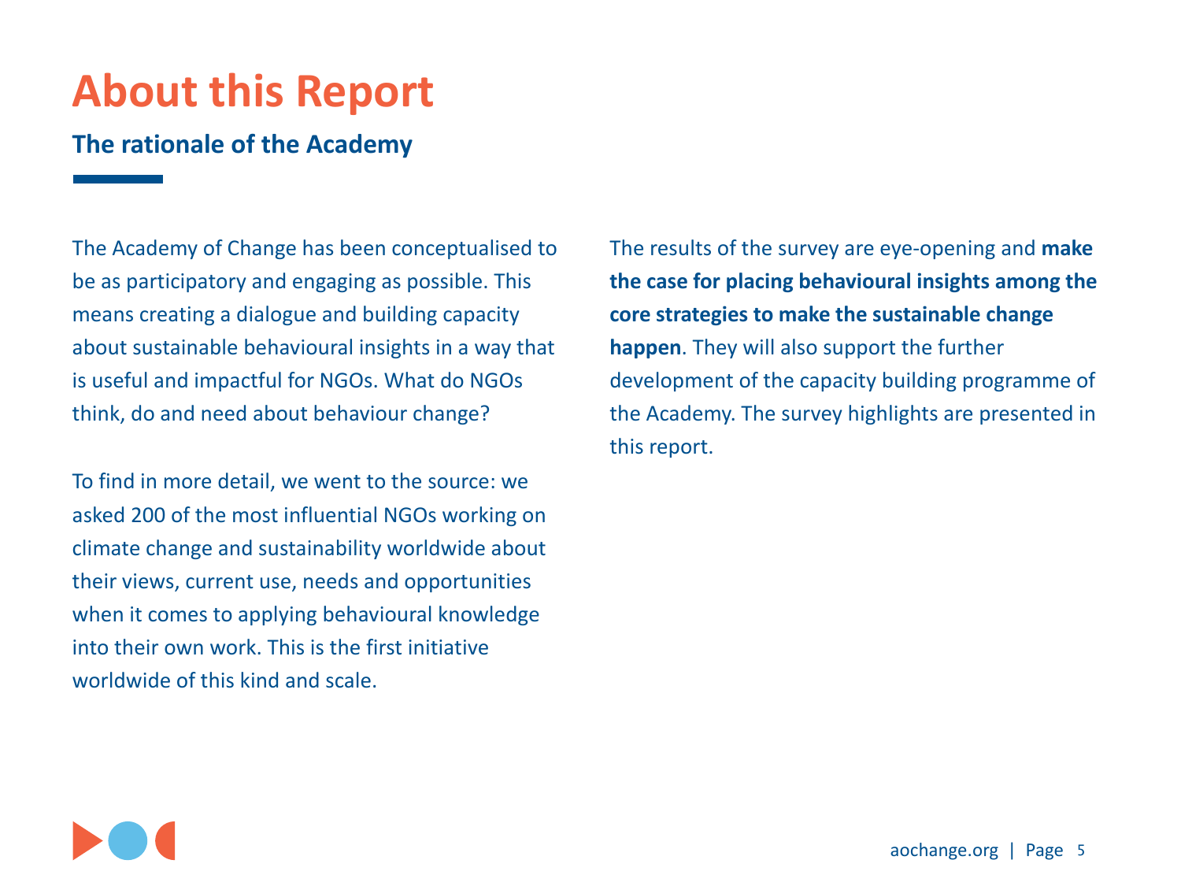# About this Report

## The rationale of the Academy

The Academy of Change has been conceptualised to be as participatory and engaging as possible. This means creating a dialogue and building capacity about sustainable behavioural insights in a way that is useful and impactful for NGOs. What do NGOs think, do and need about behaviour change?

To find in more detail, we went to the source: we asked 200 of the most influential NGOs working on climate change and sustainability worldwide about their views, current use, needs and opportunities when it comes to applying behavioural knowledge into their own work. This is the first initiative worldwide of this kind and scale.

The results of the survey are eye-opening and **make the case for placing behavioural insights among the core strategies to make the sustainable change happen**. They will also support the further development of the capacity building programme of the Academy. The survey highlights are presented in this report.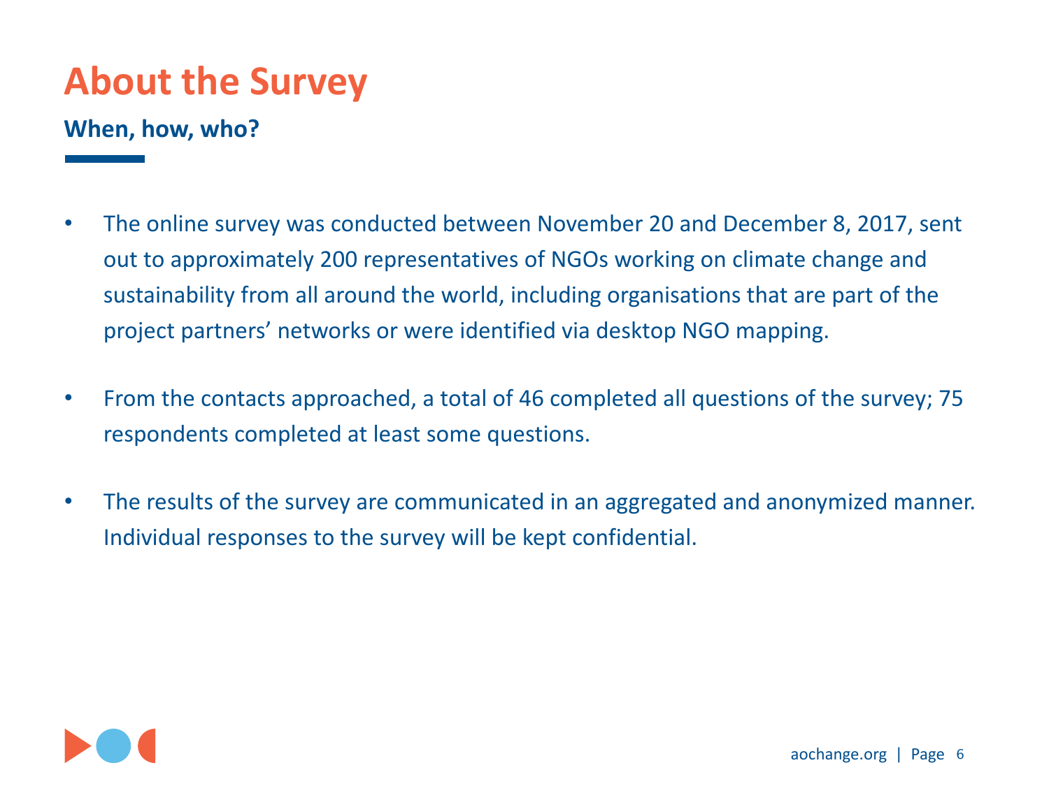# About the Survey

**When, how, who?**

- The online survey was conducted between November 20 and December 8, 2017, sent out to approximately 200 representatives of NGOs working on climate change and sustainability from all around the world, including organisations that are part of the project partners' networks or were identified via desktop NGO mapping.

- From the contacts approached, a total of 46 completed all questions of the survey; 75 respondents completed at least some questions.

- The results of the survey are communicated in an aggregated and anonymized manner. Individual responses to the survey will be kept confidential.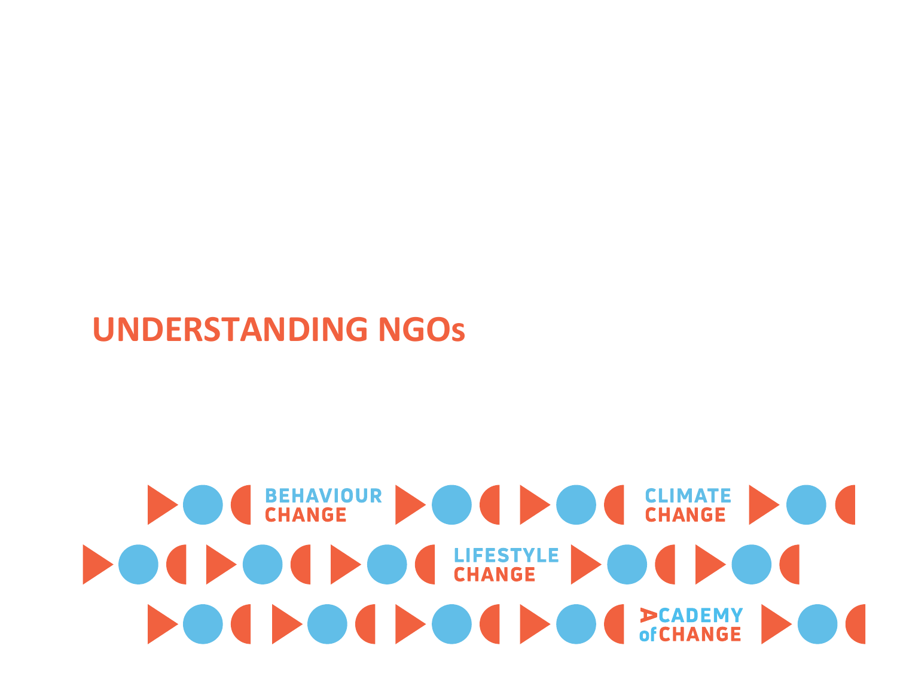# UNDERSTANDING NGOs

BEHAVIOUR CHANGE

CLIMATE CHANGE

LIFESTYLE CHANGE

ACADEMY of CHANGE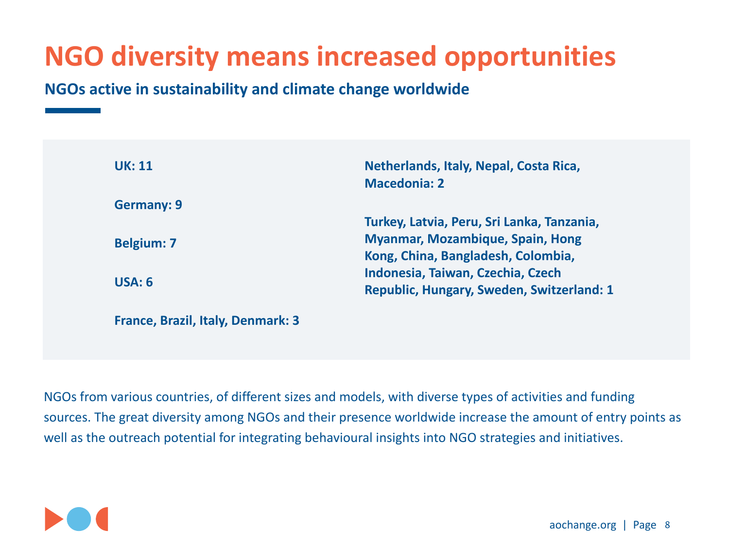# NGO diversity means increased opportunities

## NGOs active in sustainability and climate change worldwide

**UK: 11**

**Germany: 9**

**Belgium: 7**

**USA: 6**

**France, Brazil, Italy, Denmark: 3**

**Netherlands, Italy, Nepal, Costa Rica, Macedonia: 2**

**Turkey, Latvia, Peru, Sri Lanka, Tanzania, Myanmar, Mozambique, Spain, Hong Kong, China, Bangladesh, Colombia, Indonesia, Taiwan, Czechia, Czech Republic, Hungary, Sweden, Switzerland: 1**

NGOs from various countries, of different sizes and models, with diverse types of activities and funding sources. The great diversity among NGOs and their presence worldwide increase the amount of entry points as well as the outreach potential for integrating behavioural insights into NGO strategies and initiatives.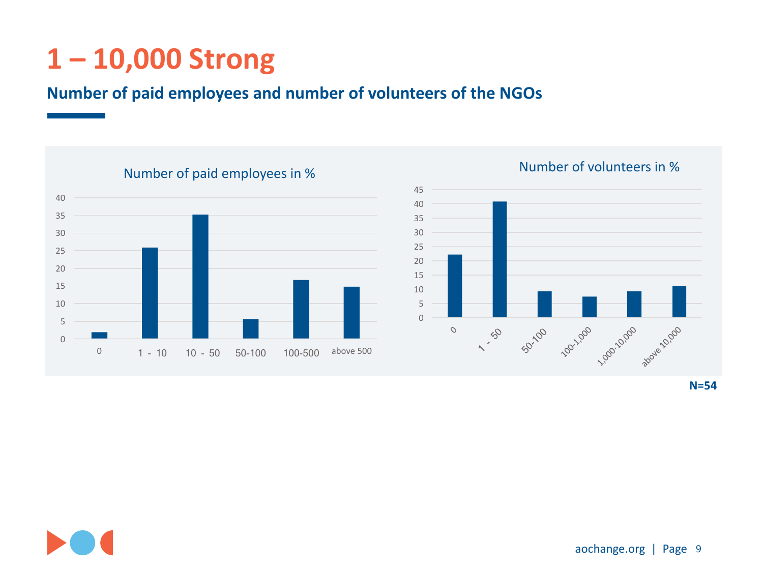# 1 – 10,000 Strong

## Number of paid employees and number of volunteers of the NGOs

Number of paid employees in %

| 0 | 1 - 10 | 10 - 50 | 50-100 | 100-500 | above 500 |
|---|---|---|---|---|---|
| 2 | 26 | 35 | 6 | 17 | 15 |

Number of volunteers in %

| 0 | 1 - 50 | 50-100 | 100-1,000 | 1,000-10,000 | above 10,000 |
|---|---|---|---|---|---|
| 22 | 41 | 9 | 7 | 9 | 11 |

**N=54**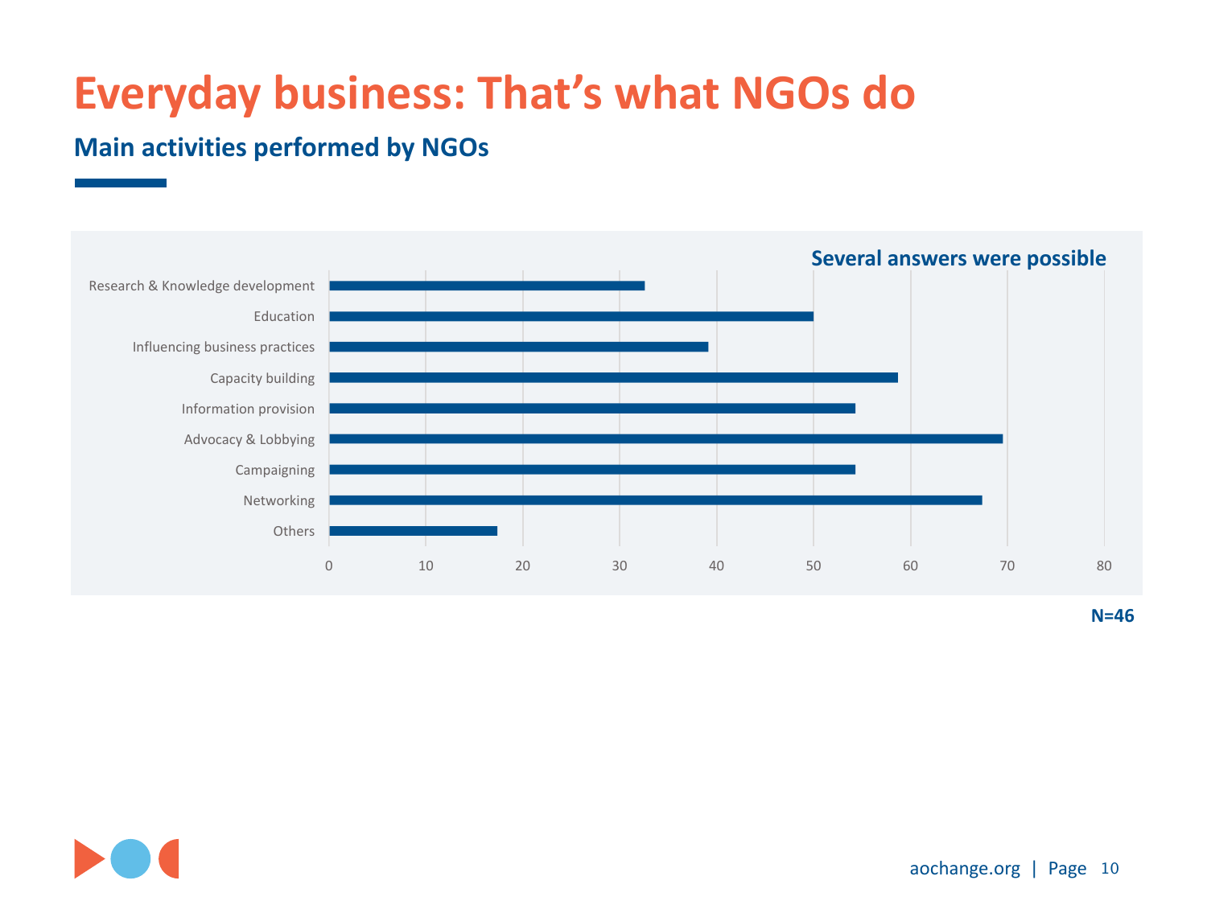# Everyday business: That's what NGOs do

## Main activities performed by NGOs

Several answers were possible

| Activity | Value |
|---|---|
| Research & Knowledge development | 32.6 |
| Education | 50 |
| Influencing business practices | 39.1 |
| Capacity building | 58.7 |
| Information provision | 54.3 |
| Advocacy & Lobbying | 69.6 |
| Campaigning | 54.3 |
| Networking | 67.4 |
| Others | 17.4 |

N=46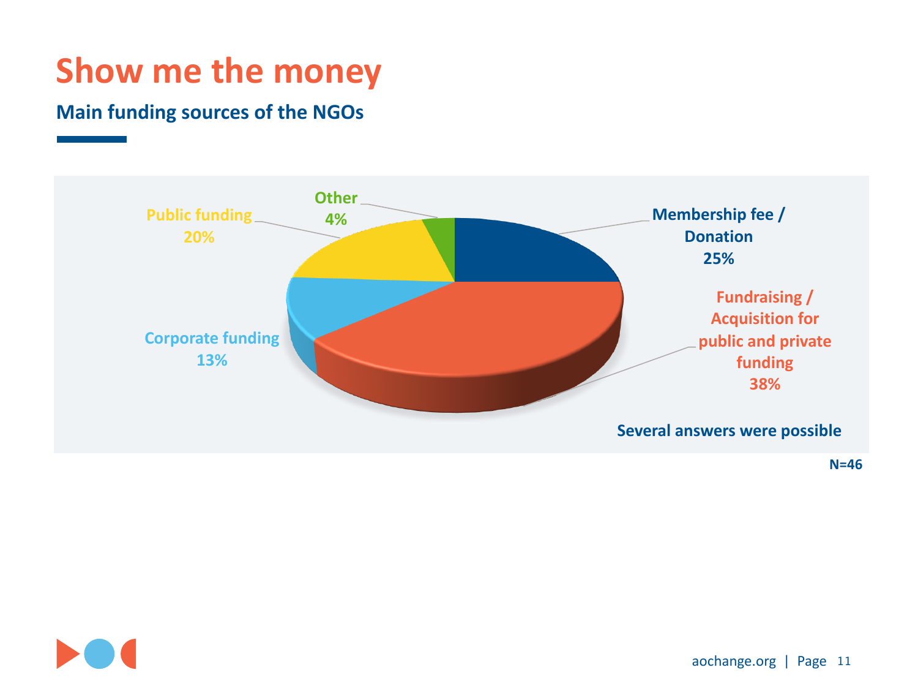# Show me the money

**Main funding sources of the NGOs**

| Funding source | Share |
| --- | --- |
| Membership fee / Donation | 25% |
| Fundraising / Acquisition for public and private funding | 38% |
| Corporate funding | 13% |
| Public funding | 20% |
| Other | 4% |

**Several answers were possible**

**N=46**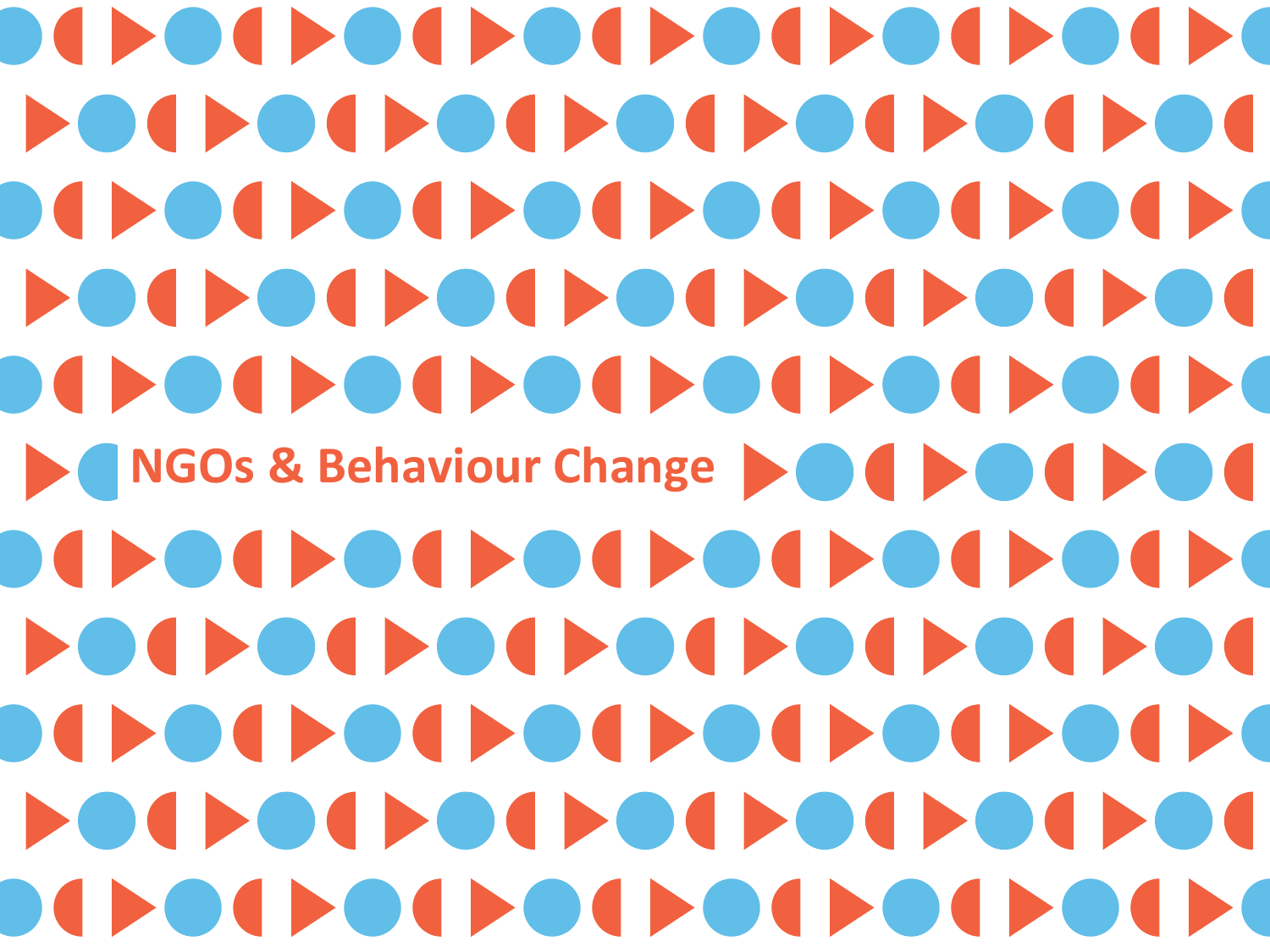# NGOs & Behaviour Change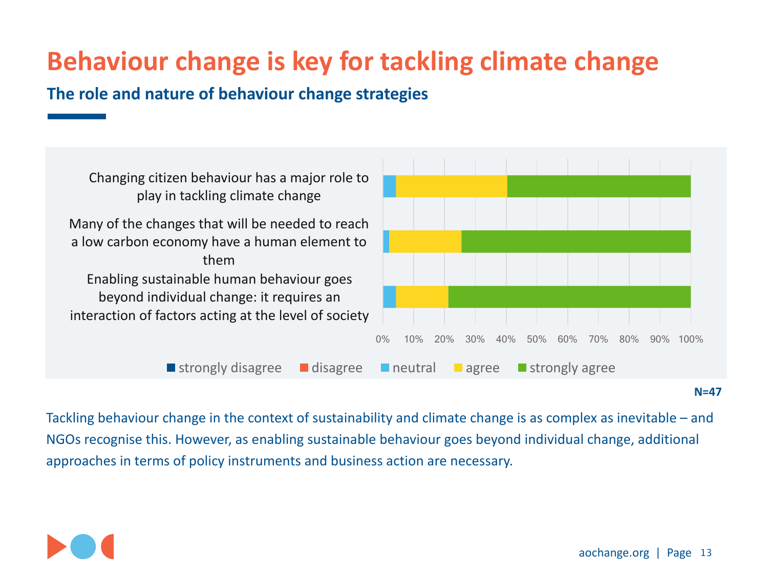# Behaviour change is key for tackling climate change

## The role and nature of behaviour change strategies

Changing citizen behaviour has a major role to play in tackling climate change

Many of the changes that will be needed to reach a low carbon economy have a human element to them

Enabling sustainable human behaviour goes beyond individual change: it requires an interaction of factors acting at the level of society

0% 10% 20% 30% 40% 50% 60% 70% 80% 90% 100%

strongly disagree | disagree | neutral | agree | strongly agree

**N=47**

Tackling behaviour change in the context of sustainability and climate change is as complex as inevitable – and NGOs recognise this. However, as enabling sustainable behaviour goes beyond individual change, additional approaches in terms of policy instruments and business action are necessary.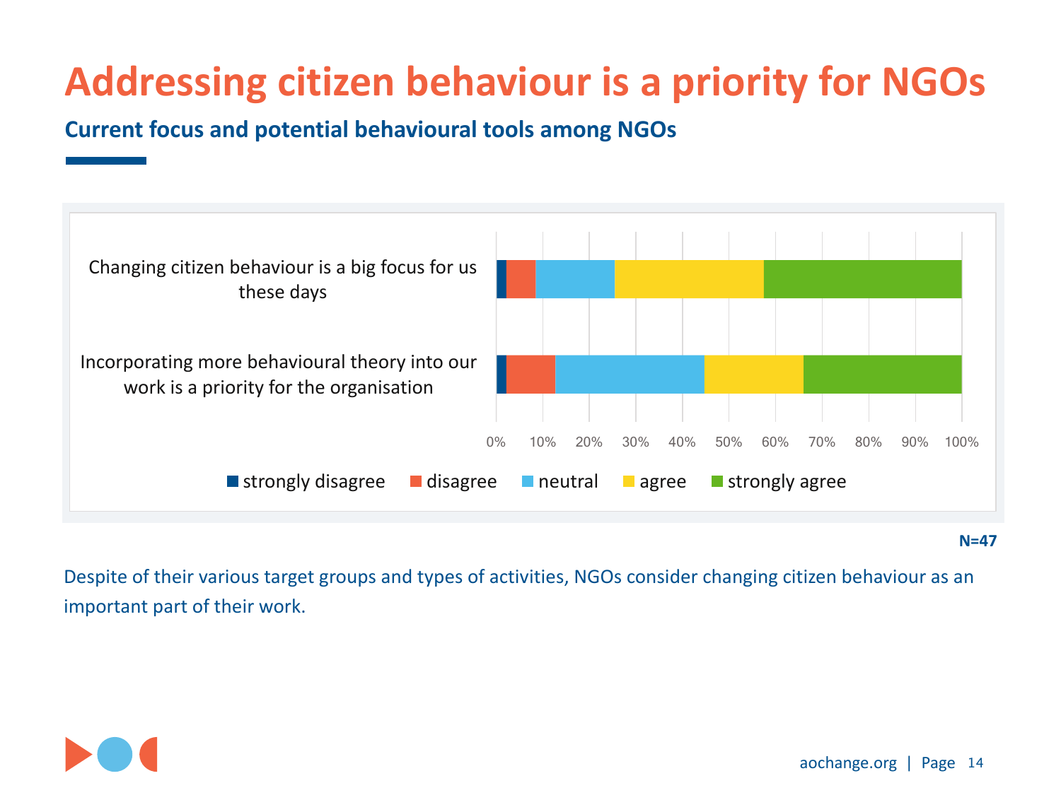# Addressing citizen behaviour is a priority for NGOs

## Current focus and potential behavioural tools among NGOs

Changing citizen behaviour is a big focus for us these days

Incorporating more behavioural theory into our work is a priority for the organisation

0% 10% 20% 30% 40% 50% 60% 70% 80% 90% 100%

strongly disagree | disagree | neutral | agree | strongly agree

**N=47**

Despite of their various target groups and types of activities, NGOs consider changing citizen behaviour as an important part of their work.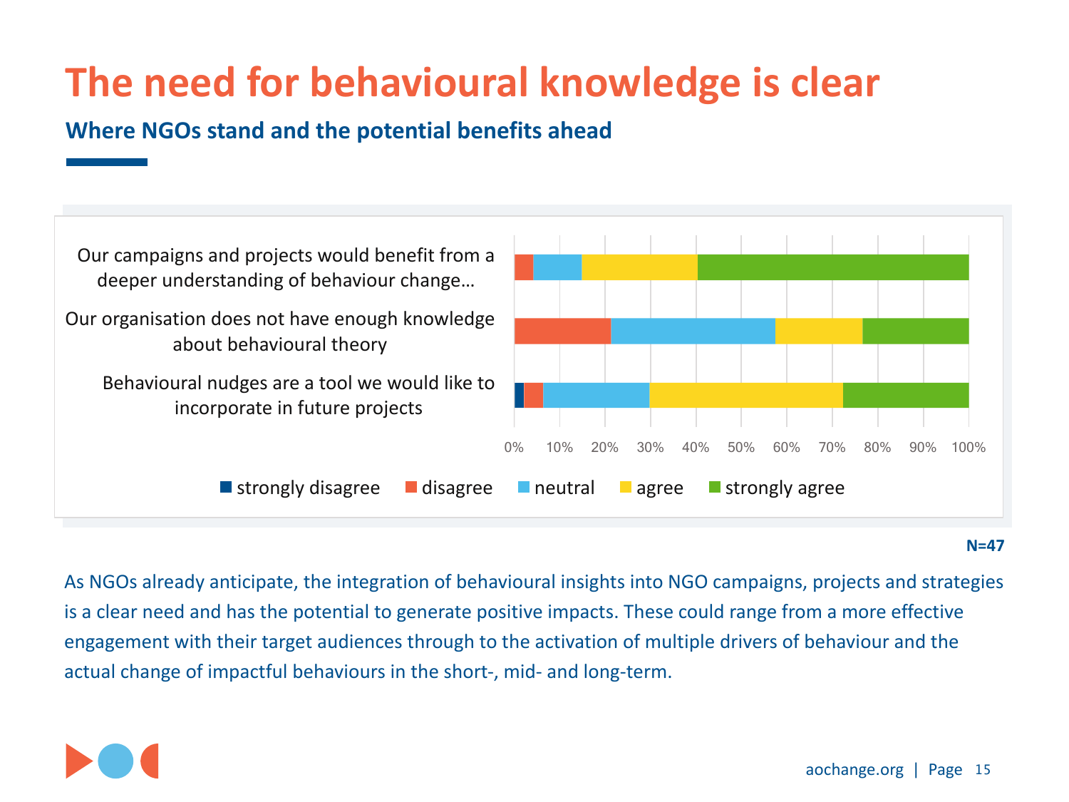# The need for behavioural knowledge is clear

## Where NGOs stand and the potential benefits ahead

Our campaigns and projects would benefit from a deeper understanding of behaviour change…

Our organisation does not have enough knowledge about behavioural theory

Behavioural nudges are a tool we would like to incorporate in future projects

0% 10% 20% 30% 40% 50% 60% 70% 80% 90% 100%

strongly disagree | disagree | neutral | agree | strongly agree

**N=47**

As NGOs already anticipate, the integration of behavioural insights into NGO campaigns, projects and strategies is a clear need and has the potential to generate positive impacts. These could range from a more effective engagement with their target audiences through to the activation of multiple drivers of behaviour and the actual change of impactful behaviours in the short-, mid- and long-term.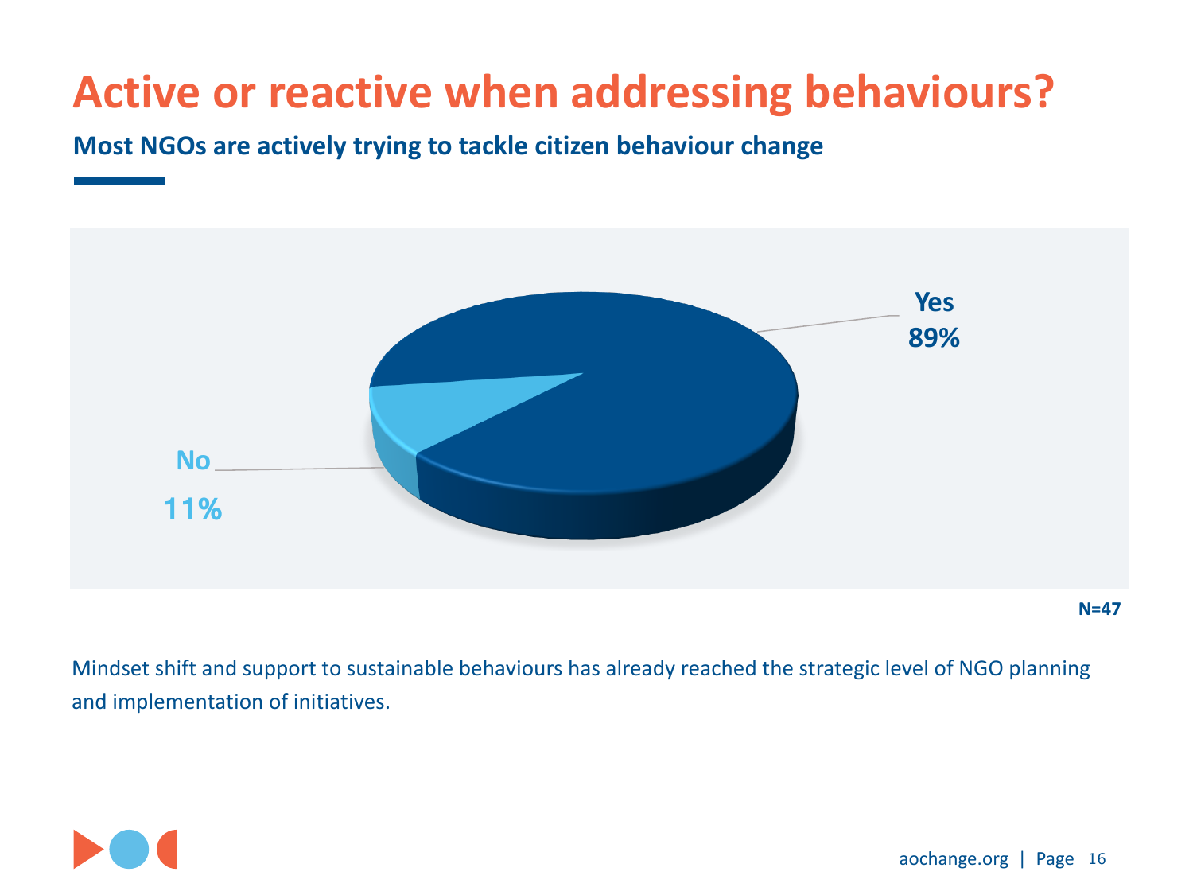# Active or reactive when addressing behaviours?

**Most NGOs are actively trying to tackle citizen behaviour change**

Yes 89%

No 11%

N=47

Mindset shift and support to sustainable behaviours has already reached the strategic level of NGO planning and implementation of initiatives.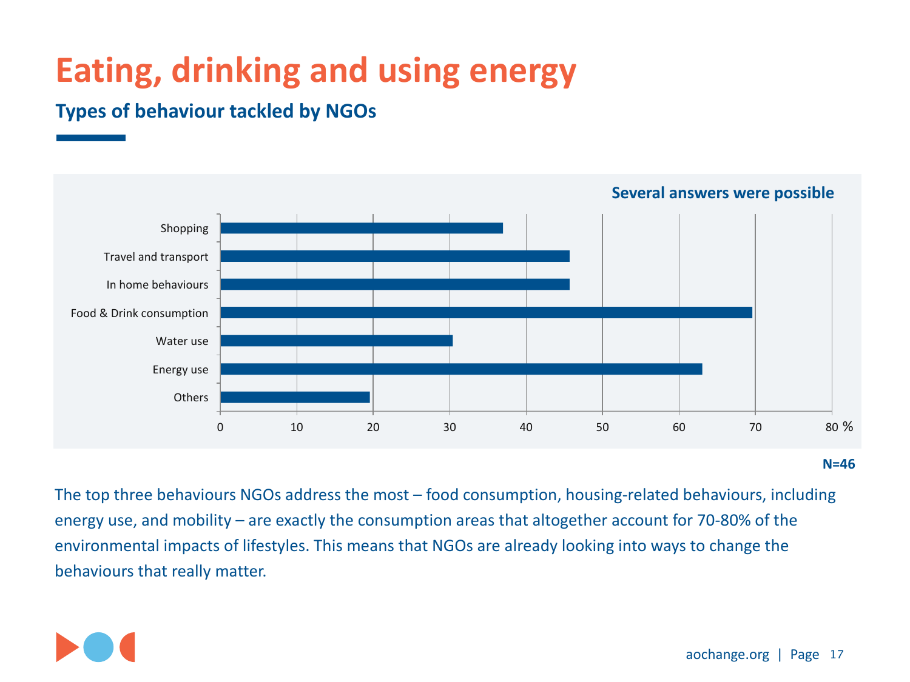# Eating, drinking and using energy

## Types of behaviour tackled by NGOs

**Several answers were possible**

| Behaviour | % |
|---|---|
| Shopping | 37 |
| Travel and transport | 46 |
| In home behaviours | 46 |
| Food & Drink consumption | 70 |
| Water use | 30 |
| Energy use | 63 |
| Others | 20 |

**N=46**

The top three behaviours NGOs address the most – food consumption, housing-related behaviours, including energy use, and mobility – are exactly the consumption areas that altogether account for 70-80% of the environmental impacts of lifestyles. This means that NGOs are already looking into ways to change the behaviours that really matter.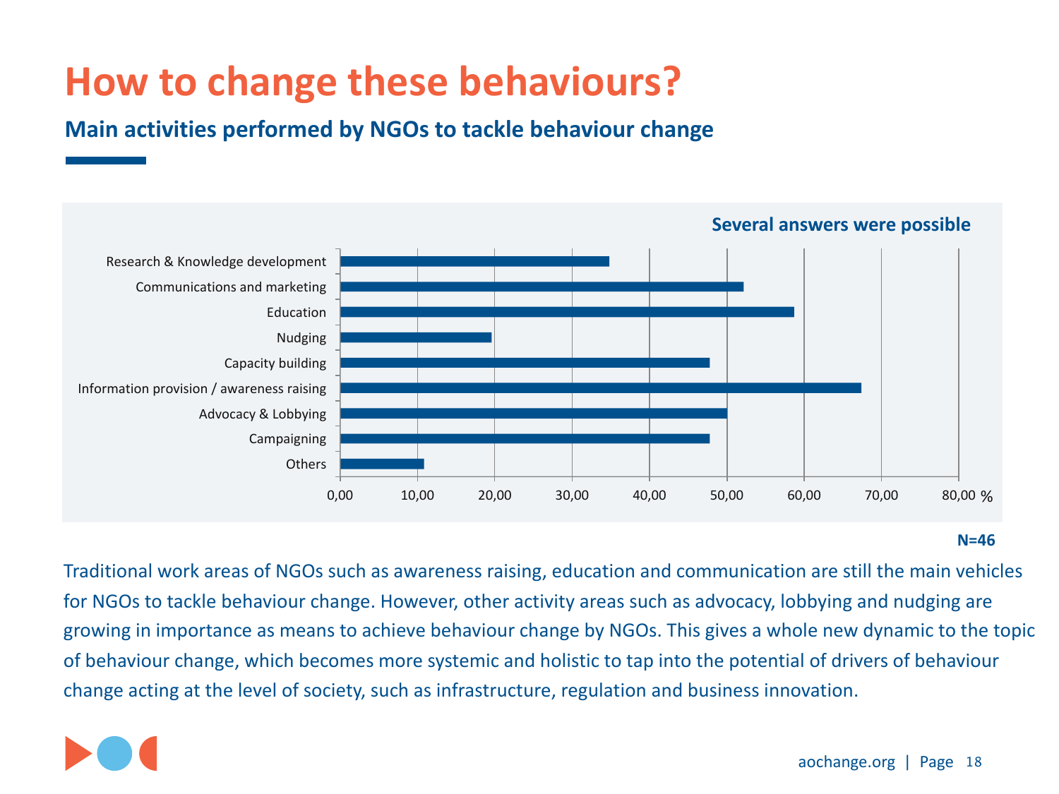# How to change these behaviours?

## Main activities performed by NGOs to tackle behaviour change

Several answers were possible

| Activity | % |
|---|---|
| Research & Knowledge development | |
| Communications and marketing | |
| Education | |
| Nudging | |
| Capacity building | |
| Information provision / awareness raising | |
| Advocacy & Lobbying | |
| Campaigning | |
| Others | |

0,00 10,00 20,00 30,00 40,00 50,00 60,00 70,00 80,00 %

N=46

Traditional work areas of NGOs such as awareness raising, education and communication are still the main vehicles for NGOs to tackle behaviour change. However, other activity areas such as advocacy, lobbying and nudging are growing in importance as means to achieve behaviour change by NGOs. This gives a whole new dynamic to the topic of behaviour change, which becomes more systemic and holistic to tap into the potential of drivers of behaviour change acting at the level of society, such as infrastructure, regulation and business innovation.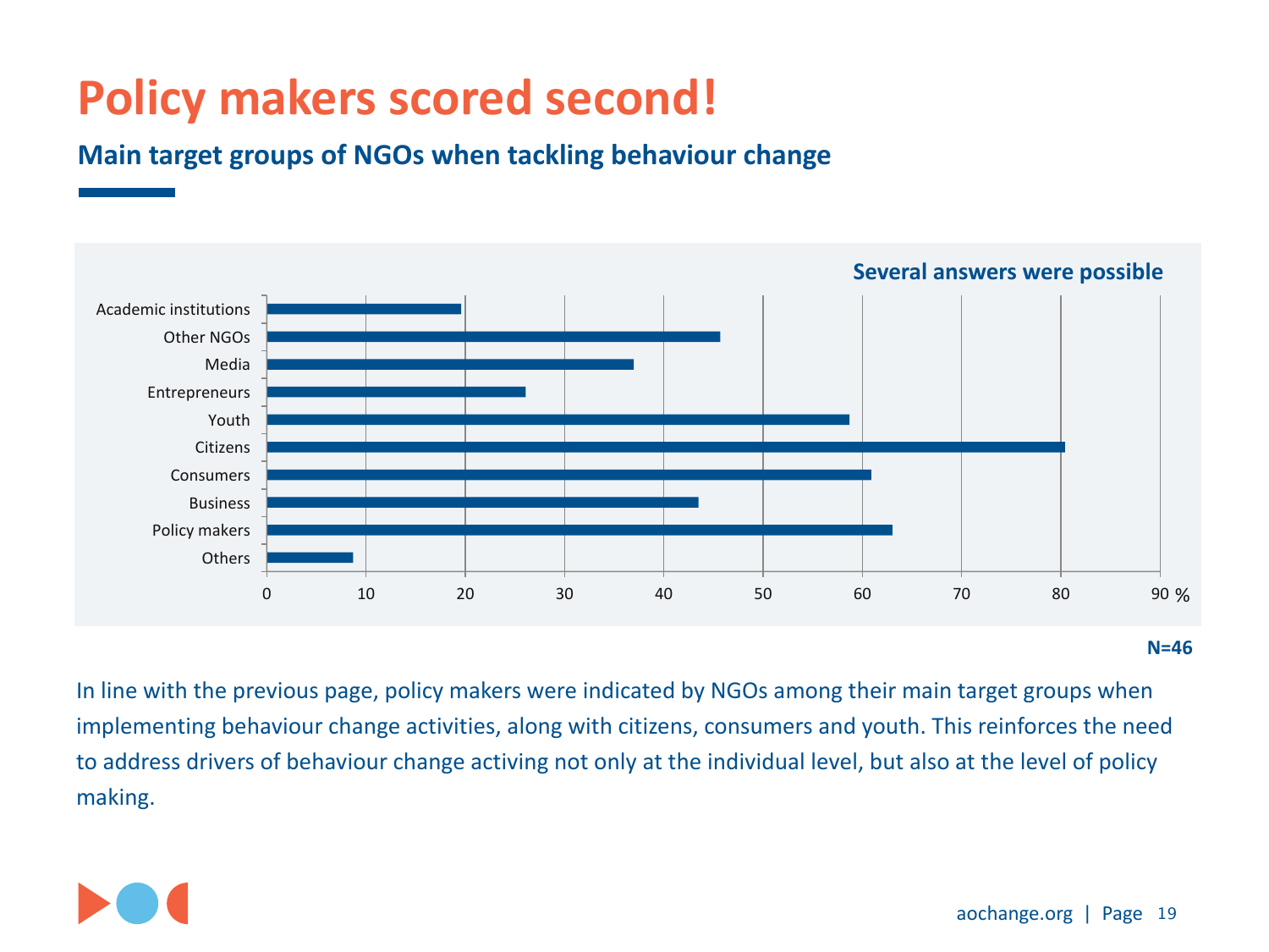# Policy makers scored second!

## Main target groups of NGOs when tackling behaviour change

**Several answers were possible**

| Target group | % |
|---|---|
| Academic institutions | ~19.6 |
| Other NGOs | ~45.7 |
| Media | ~37.0 |
| Entrepreneurs | ~26.1 |
| Youth | ~58.7 |
| Citizens | ~80.4 |
| Consumers | ~60.9 |
| Business | ~43.5 |
| Policy makers | ~63.0 |
| Others | ~8.7 |

**N=46**

In line with the previous page, policy makers were indicated by NGOs among their main target groups when implementing behaviour change activities, along with citizens, consumers and youth. This reinforces the need to address drivers of behaviour change activing not only at the individual level, but also at the level of policy making.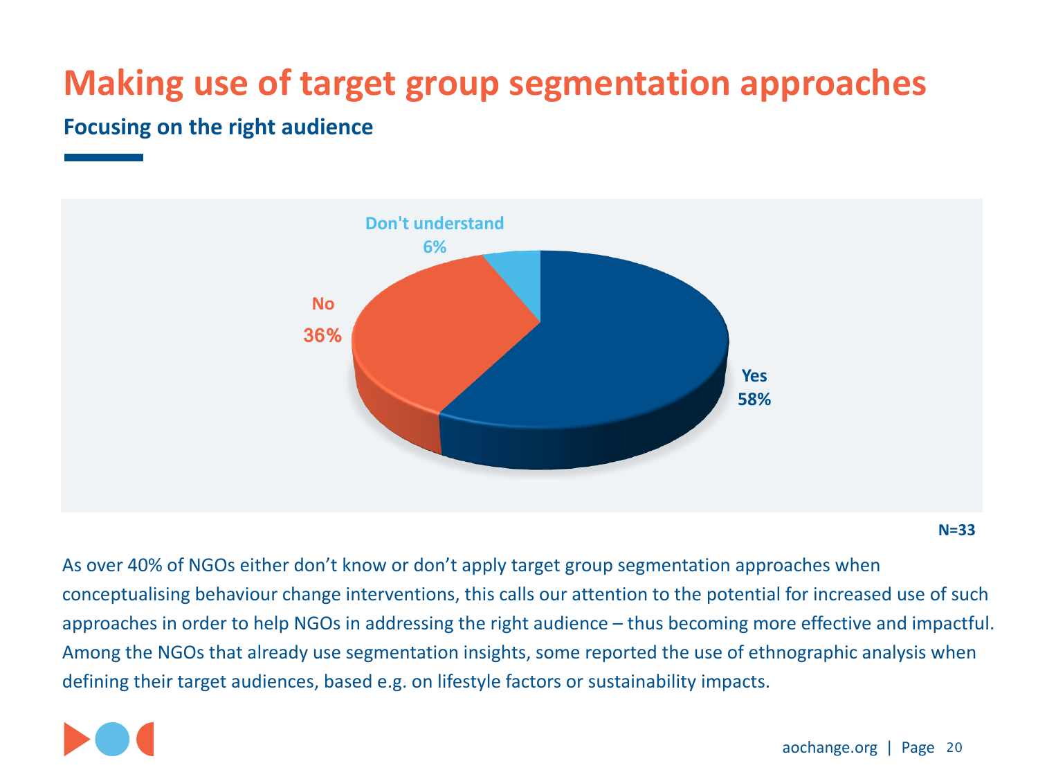# Making use of target group segmentation approaches

## Focusing on the right audience

Don't understand 6%

No 36%

Yes 58%

N=33

As over 40% of NGOs either don't know or don't apply target group segmentation approaches when conceptualising behaviour change interventions, this calls our attention to the potential for increased use of such approaches in order to help NGOs in addressing the right audience – thus becoming more effective and impactful. Among the NGOs that already use segmentation insights, some reported the use of ethnographic analysis when defining their target audiences, based e.g. on lifestyle factors or sustainability impacts.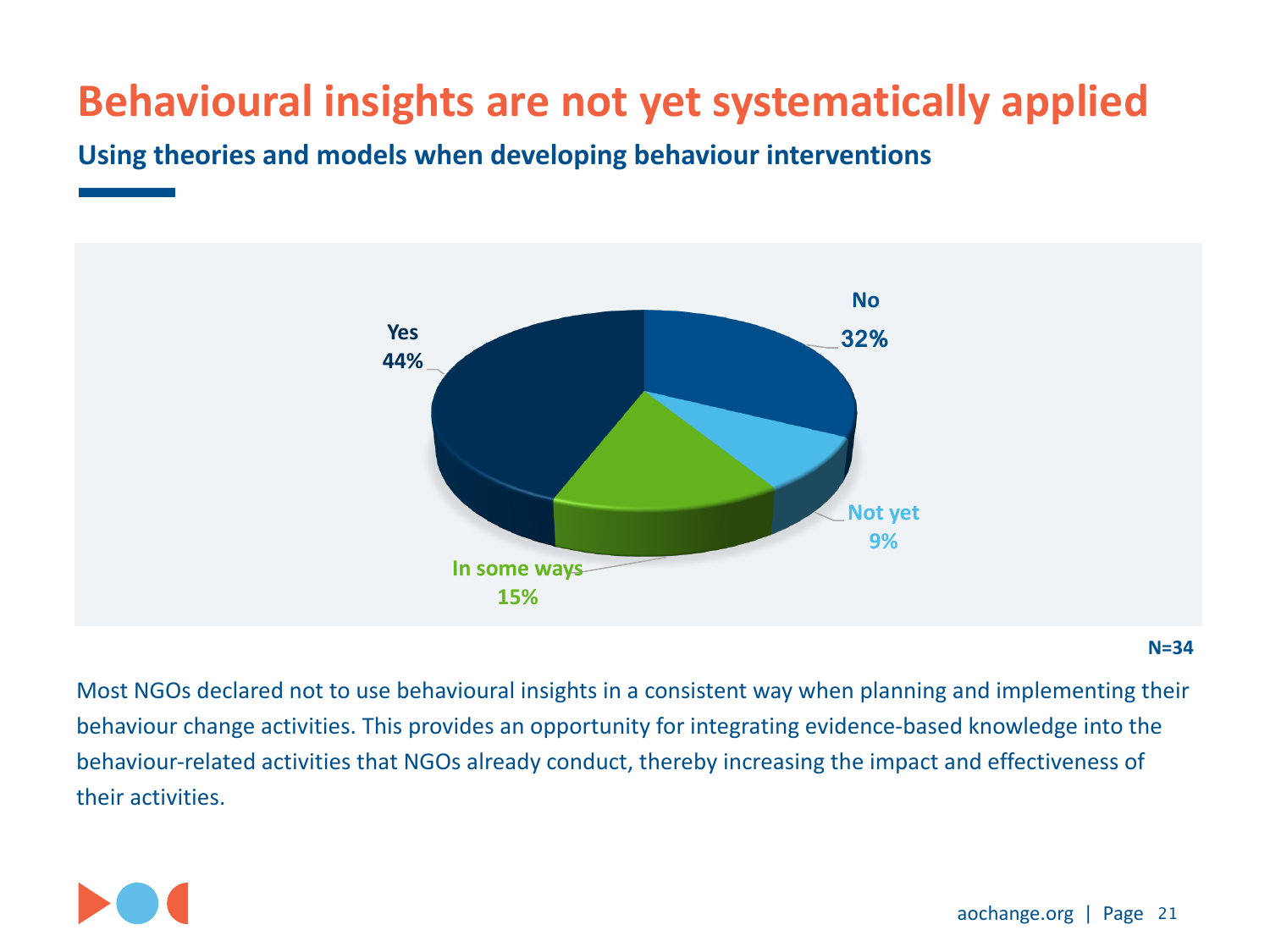# Behavioural insights are not yet systematically applied

## Using theories and models when developing behaviour interventions

| Response | Percentage |
| --- | --- |
| Yes | 44% |
| No | 32% |
| Not yet | 9% |
| In some ways | 15% |

N=34

Most NGOs declared not to use behavioural insights in a consistent way when planning and implementing their behaviour change activities. This provides an opportunity for integrating evidence-based knowledge into the behaviour-related activities that NGOs already conduct, thereby increasing the impact and effectiveness of their activities.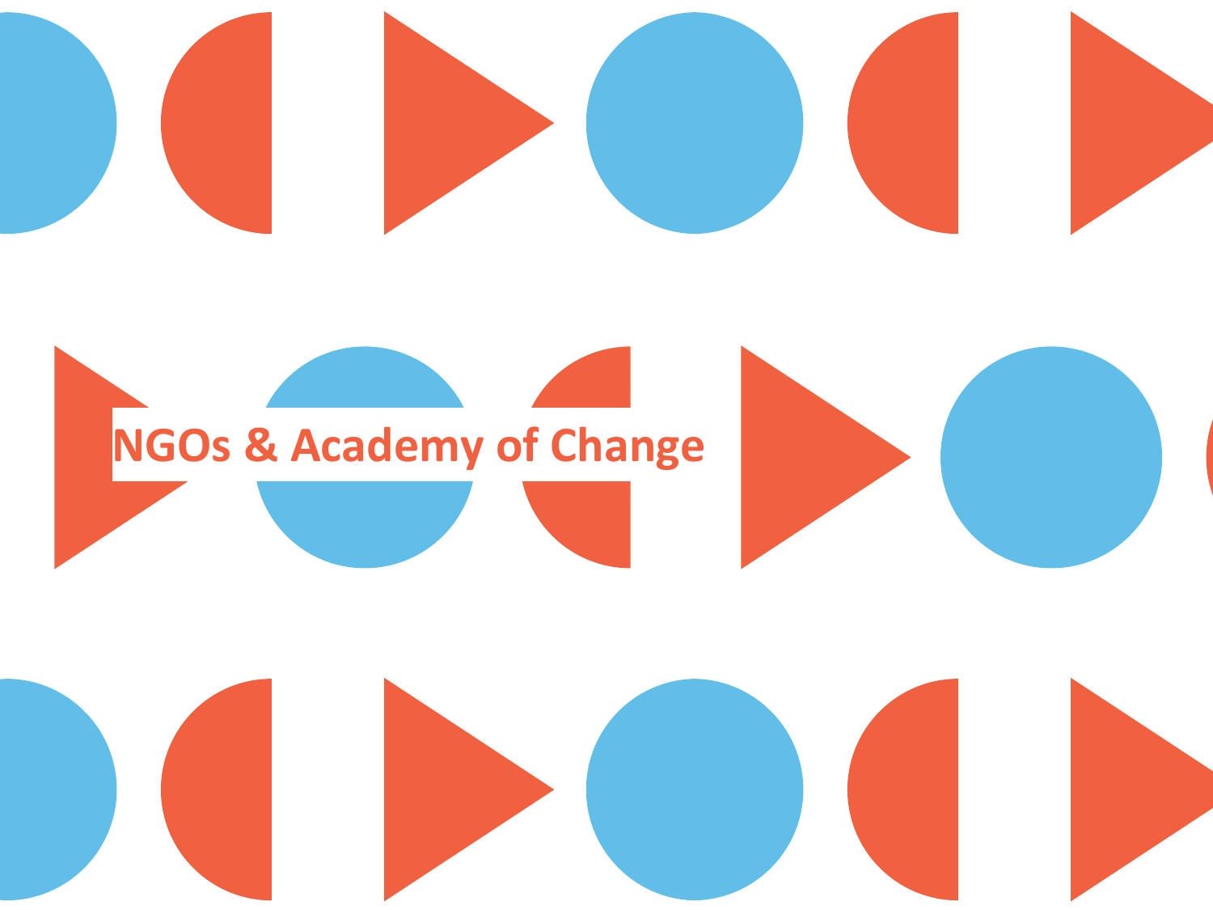# NGOs & Academy of Change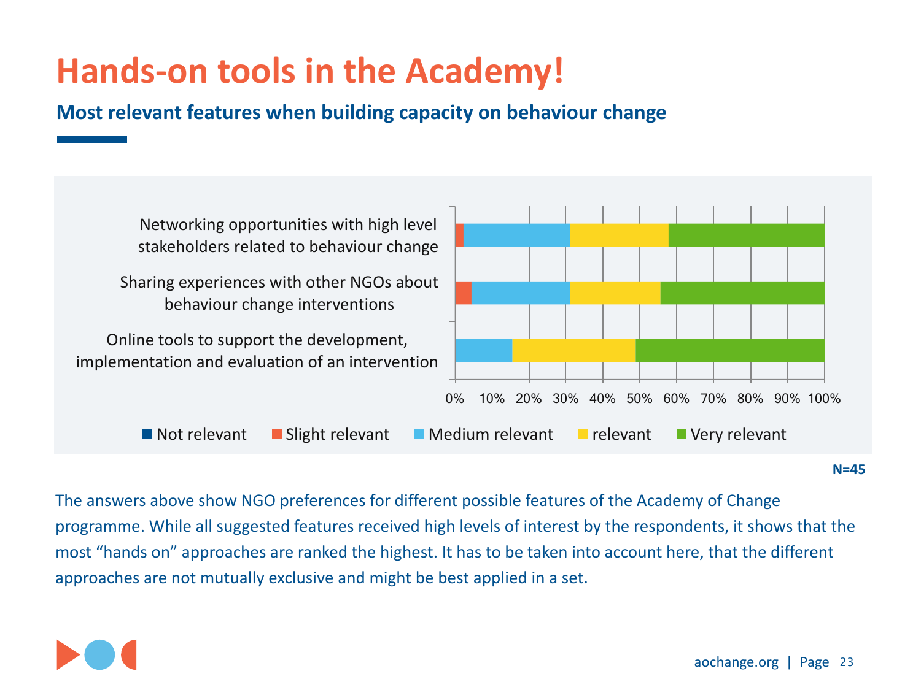# Hands-on tools in the Academy!

## Most relevant features when building capacity on behaviour change

Networking opportunities with high level stakeholders related to behaviour change

Sharing experiences with other NGOs about behaviour change interventions

Online tools to support the development, implementation and evaluation of an intervention

0% 10% 20% 30% 40% 50% 60% 70% 80% 90% 100%

Not relevant | Slight relevant | Medium relevant | relevant | Very relevant

**N=45**

The answers above show NGO preferences for different possible features of the Academy of Change programme. While all suggested features received high levels of interest by the respondents, it shows that the most "hands on" approaches are ranked the highest. It has to be taken into account here, that the different approaches are not mutually exclusive and might be best applied in a set.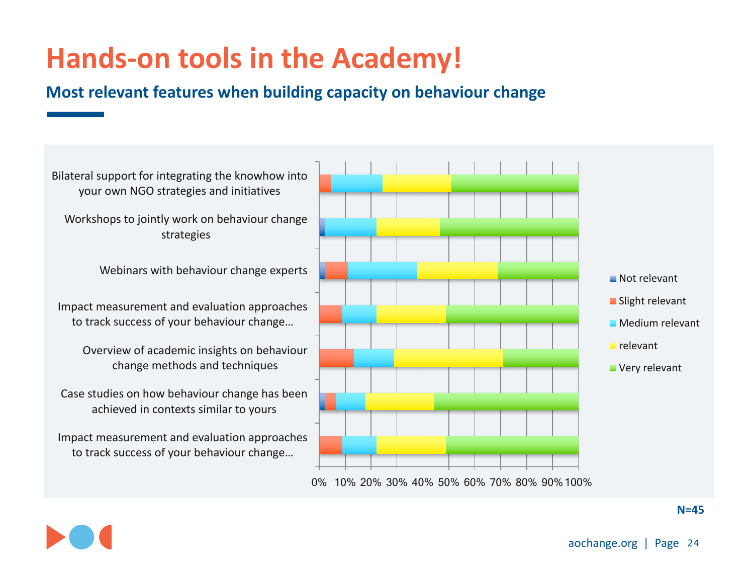# Hands-on tools in the Academy!

## Most relevant features when building capacity on behaviour change

Bilateral support for integrating the knowhow into your own NGO strategies and initiatives

Workshops to jointly work on behaviour change strategies

Webinars with behaviour change experts

Impact measurement and evaluation approaches to track success of your behaviour change…

Overview of academic insights on behaviour change methods and techniques

Case studies on how behaviour change has been achieved in contexts similar to yours

Impact measurement and evaluation approaches to track success of your behaviour change…

0% 10% 20% 30% 40% 50% 60% 70% 80% 90% 100%

- Not relevant
- Slight relevant
- Medium relevant
- relevant
- Very relevant

**N=45**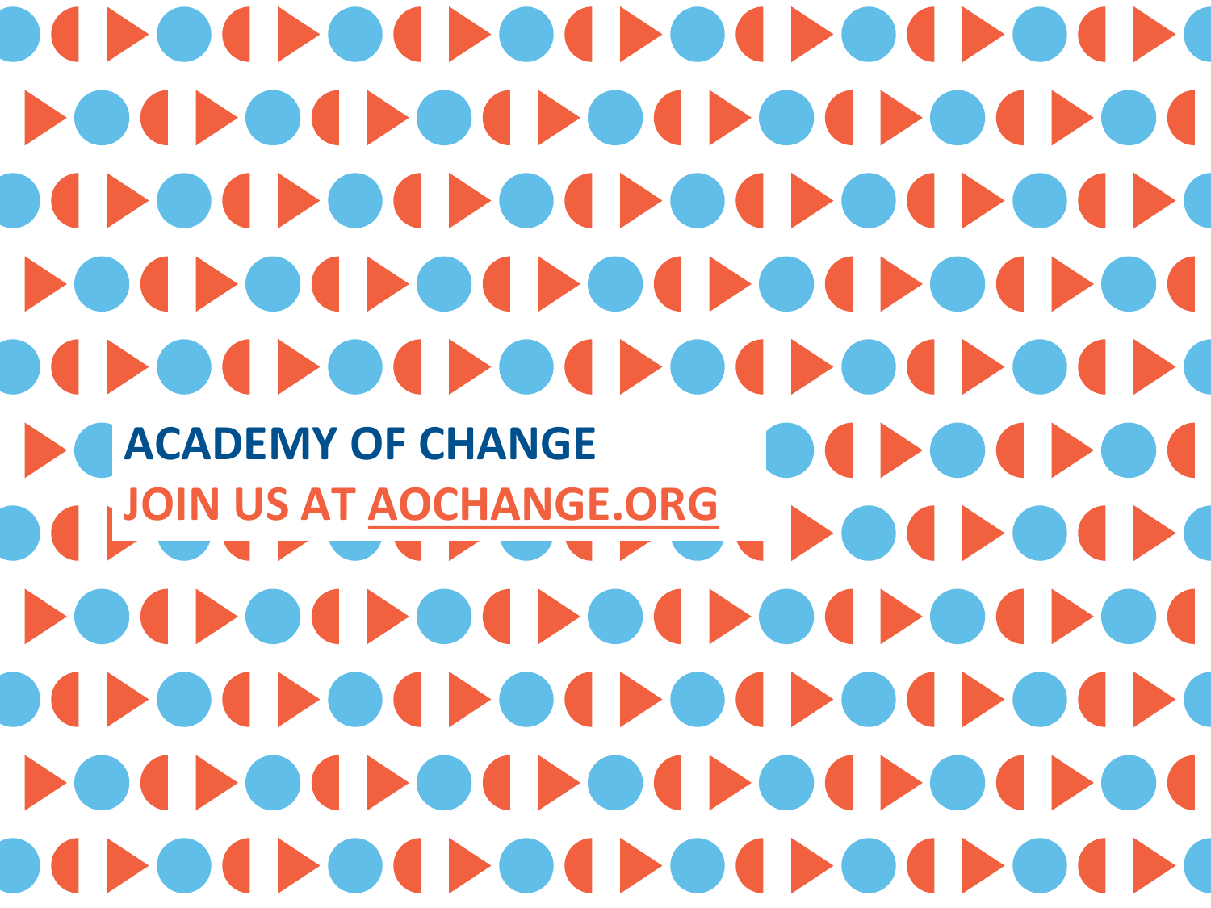**ACADEMY OF CHANGE**

JOIN US AT AOCHANGE.ORG